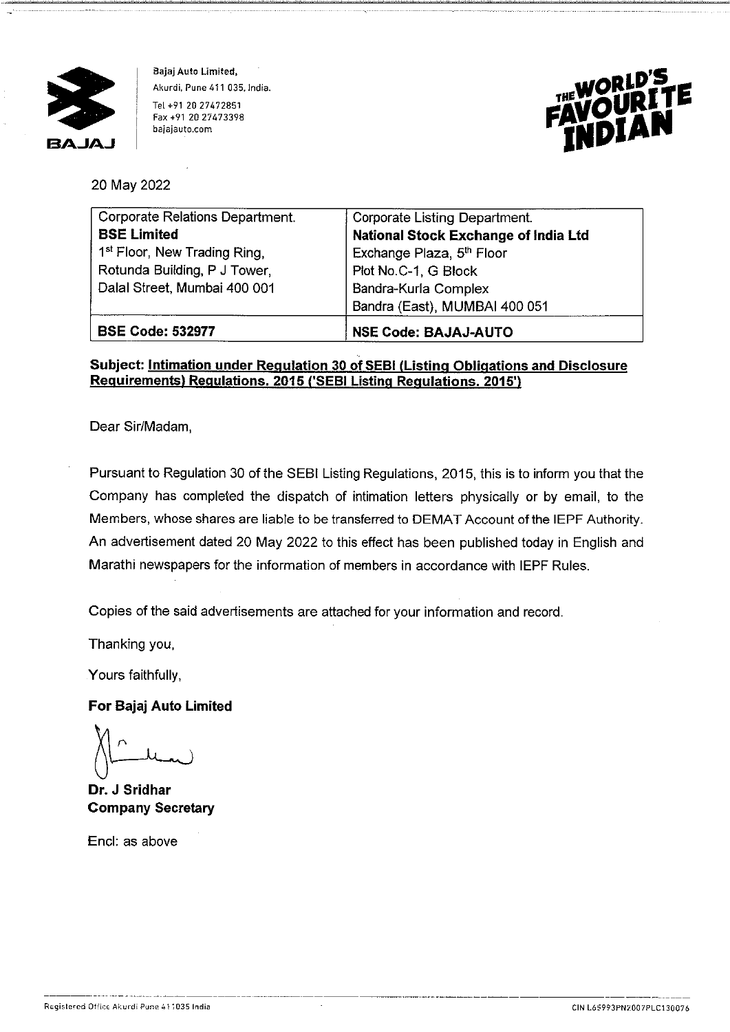Bajaj Auto Limited,
Akurdi, Pune 411 035, India.
Tel +91 20 27472851
Fax +91 20 27473398
bajajauto.com

THE WORLD'S FAVOURITE INDIAN

20 May 2022

| Corporate Relations Department. **BSE Limited** 1st Floor, New Trading Ring, Rotunda Building, P J Tower, Dalal Street, Mumbai 400 001 | Corporate Listing Department. **National Stock Exchange of India Ltd** Exchange Plaza, 5th Floor Plot No.C-1, G Block Bandra-Kurla Complex Bandra (East), MUMBAI 400 051 |
|---|---|
| **BSE Code: 532977** | **NSE Code: BAJAJ-AUTO** |

**Subject: Intimation under Regulation 30 of SEBI (Listing Obligations and Disclosure Requirements) Regulations, 2015 ('SEBI Listing Regulations, 2015')**

Dear Sir/Madam,

Pursuant to Regulation 30 of the SEBI Listing Regulations, 2015, this is to inform you that the Company has completed the dispatch of intimation letters physically or by email, to the Members, whose shares are liable to be transferred to DEMAT Account of the IEPF Authority. An advertisement dated 20 May 2022 to this effect has been published today in English and Marathi newspapers for the information of members in accordance with IEPF Rules.

Copies of the said advertisements are attached for your information and record.

Thanking you,

Yours faithfully,

**For Bajaj Auto Limited**

**Dr. J Sridhar**
**Company Secretary**

Encl: as above

Registered Office Akurdi Pune 411035 India

CIN L65993PN2007PLC130076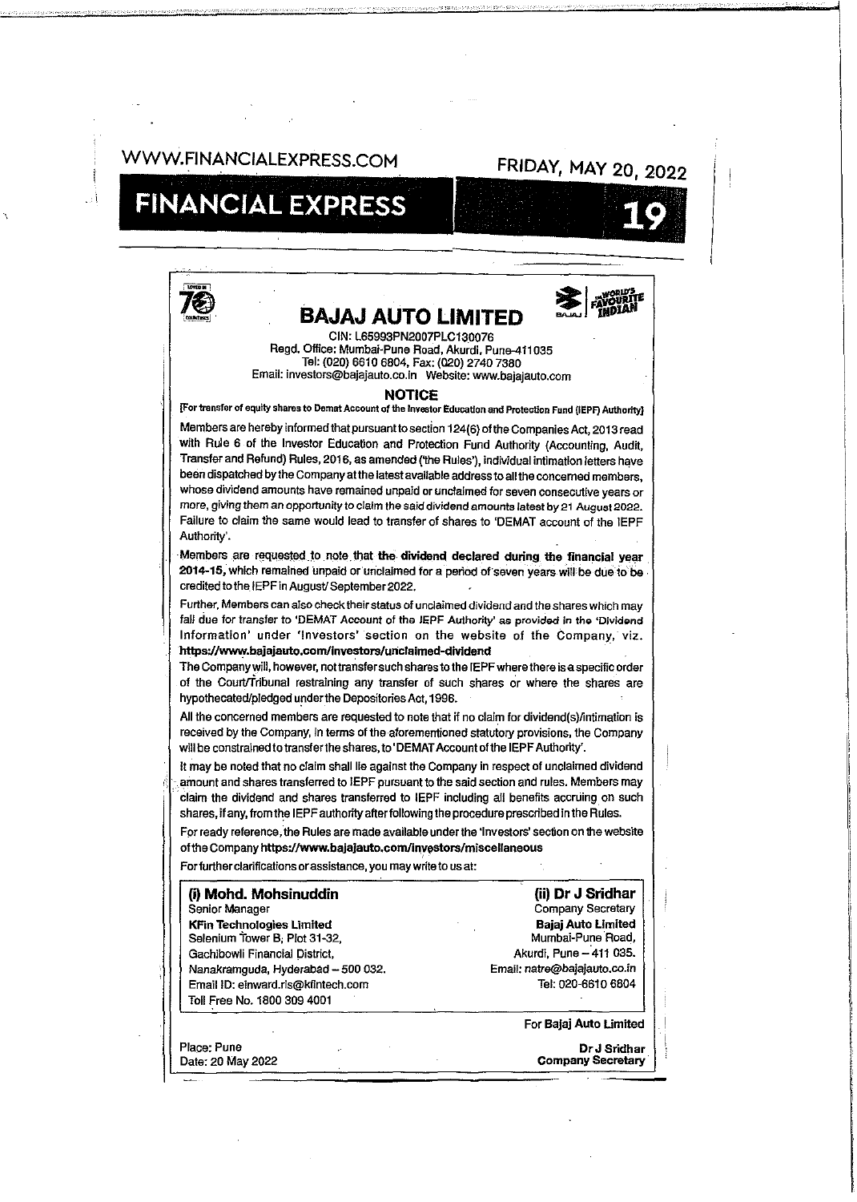WWW.FINANCIALEXPRESS.COM

FRIDAY, MAY 20, 2022

FINANCIAL EXPRESS

# BAJAJ AUTO LIMITED

CIN: L65993PN2007PLC130076
Regd. Office: Mumbai-Pune Road, Akurdi, Pune-411035
Tel: (020) 6610 6804, Fax: (020) 2740 7380
Email: investors@bajajauto.co.in Website: www.bajajauto.com

## NOTICE

[For transfer of equity shares to Demat Account of the Investor Education and Protection Fund (IEPF) Authority]

Members are hereby informed that pursuant to section 124(6) of the Companies Act, 2013 read with Rule 6 of the Investor Education and Protection Fund Authority (Accounting, Audit, Transfer and Refund) Rules, 2016, as amended ('the Rules'), individual intimation letters have been dispatched by the Company at the latest available address to all the concerned members, whose dividend amounts have remained unpaid or unclaimed for seven consecutive years or more, giving them an opportunity to claim the said dividend amounts latest by 21 August 2022. Failure to claim the same would lead to transfer of shares to 'DEMAT account of the IEPF Authority'.

Members are requested to note that the **dividend declared during the financial year 2014-15,** which remained unpaid or unclaimed for a period of seven years will be due to be credited to the IEPF in August/ September 2022.

Further, Members can also check their status of unclaimed dividend and the shares which may fall due for transfer to 'DEMAT Account of the IEPF Authority' as provided in the 'Dividend Information' under 'Investors' section on the website of the Company, viz. **https://www.bajajauto.com/investors/unclaimed-dividend**

The Company will, however, not transfer such shares to the IEPF where there is a specific order of the Court/Tribunal restraining any transfer of such shares or where the shares are hypothecated/pledged under the Depositories Act, 1996.

All the concerned members are requested to note that if no claim for dividend(s)/intimation is received by the Company, in terms of the aforementioned statutory provisions, the Company will be constrained to transfer the shares, to 'DEMAT Account of the IEPF Authority'.

It may be noted that no claim shall lie against the Company in respect of unclaimed dividend amount and shares transferred to IEPF pursuant to the said section and rules. Members may claim the dividend and shares transferred to IEPF including all benefits accruing on such shares, if any, from the IEPF authority after following the procedure prescribed in the Rules.

For ready reference, the Rules are made available under the 'Investors' section on the website of the Company **https://www.bajajauto.com/investors/miscellaneous**

For further clarifications or assistance, you may write to us at:

**(i) Mohd. Mohsinuddin**
Senior Manager
**KFin Technologies Limited**
Selenium Tower B, Plot 31-32,
Gachibowli Financial District,
Nanakramguda, Hyderabad – 500 032.
Email ID: einward.ris@kfintech.com
Toll Free No. 1800 309 4001

**(ii) Dr J Sridhar**
Company Secretary
**Bajaj Auto Limited**
Mumbai-Pune Road,
Akurdi, Pune – 411 035.
Email: natre@bajajauto.co.in
Tel: 020-6610 6804

For Bajaj Auto Limited

Place: Pune
Date: 20 May 2022

**Dr J Sridhar**
**Company Secretary**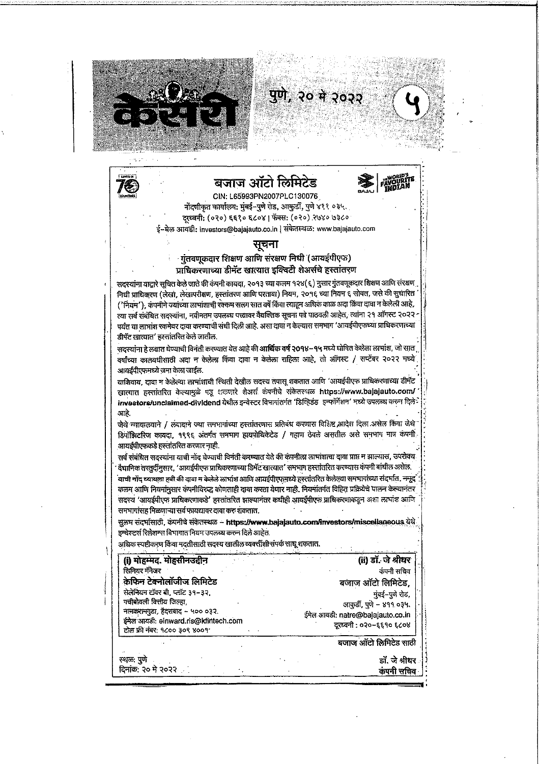# केसरी

पुणे, २० मे २०२२

## बजाज ऑटो लिमिटेड

CIN: L65993PN2007PLC130076

नोंदणीकृत कार्यालय: मुंबई-पुणे रोड, आकुर्डी, पुणे ४११ ०३५.

दूरध्वनी: (०२०) ६६१० ६८०४ | फॅक्स: (०२०) २७४० ७३८०

ई-मेल आयडी: investors@bajajauto.co.in | संकेतस्थळ: www.bajajauto.com

### सूचना

### गुंतवणूकदार शिक्षण आणि संरक्षण निधी (आयईपीएफ) प्राधिकरणाच्या डीमॅट खात्यात इक्विटी शेअर्सचे हस्तांतरण

सदस्यांना याद्वारे सूचित केले जाते की कंपनी कायदा, २०१३ च्या कलम १२४(६) नुसार गुंतवणूकदार शिक्षण आणि संरक्षण निधी प्राधिकरण (लेखा, लेखापरीक्षण, हस्तांतरण आणि परतावा) नियम, २०१६ च्या नियम ६ सोबत, जसे की सुधारित ('नियम'), कंपनीने ज्यांच्या लाभांशाची रक्कम सलग सात वर्षे किंवा त्याहून अधिक काळ अदा किंवा दावा न केलेली आहे, त्या सर्व संबंधित सदस्यांना, नवीनतम उपलब्ध पत्त्यावर वैयक्तिक सूचना पत्रे पाठवली आहेत, त्यांना २१ ऑगस्ट २०२२ पर्यंत या लाभांश रकमेवर दावा करण्याची संधी दिली आहे. असा दावा न केल्यास समभाग 'आयईपीएफच्या प्राधिकरणाच्या डीमॅट खात्यात' हस्तांतरित केले जातील.

सदस्यांना हे लक्षात घेण्याची विनंती करण्यात येत आहे की **आर्थिक वर्ष २०१४-१५** मध्ये घोषित केलेला लाभांश, जो सात वर्षांच्या कालावधीसाठी अदा न केलेला किंवा दावा न केलेला राहिला आहे, तो ऑगस्ट / सप्टेंबर २०२२ मध्ये आयईपीएफमध्ये जमा केला जाईल.

याशिवाय, दावा न केलेल्या लाभांशाची स्थिती देखील सदस्य तपासू शकतात आणि 'आयईपीएफ प्राधिकरणाच्या डीमॅट खात्यात हस्तांतरित केल्यामुळे पडू शकणारे शेअर्स कंपनीचे संकेतस्थळ **https://www.bajajauto.com/investors/unclaimed-dividend** येथील इन्वेस्टर विभागांतर्गत 'डिव्हिडंड इन्फॉर्मेशन' मध्ये उपलब्ध करून दिले आहे.

जेथे न्यायालयाने / लवादाने ज्या समभागांच्या हस्तांतरणास प्रतिबंध करणारा विशिष्ट आदेश दिला असेल किंवा जेथे डिपॉझिटरीज कायदा, १९९६ अंतर्गत समभाग हायपोथिकेटेड / गहाण ठेवले असतील असे समभाग मात्र कंपनी आयईपीएफकडे हस्तांतरित करणार नाही.

सर्व संबंधित सदस्यांना याची नोंद घेण्याची विनंती करण्यात येते की कंपनीला लाभांशाचा दावा प्राप्त न झाल्यास, उपरोक्त वैधानिक तरतुदींनुसार, 'आयईपीएफ प्राधिकरणाच्या डिमॅट खात्यात' समभाग हस्तांतरित करण्यास कंपनी बांधील असेल. याची नोंद घ्यायला हवी की दावा न केलेले लाभांश आणि आयईपीएफमध्ये हस्तांतरित केलेल्या समभागांच्या संदर्भात, नमूद कलम आणि नियमांनुसार कंपनीविरुद्ध कोणताही दावा करता येणार नाही. नियमांतर्गत विहित प्रक्रियेचे पालन केल्यानंतर सदस्य 'आयईपीएफ प्राधिकरणाकडे' हस्तांतरित झाल्यानंतर कधीही आयईपीएफ प्राधिकरणाकडून अशा लाभांश आणि समभागांसह मिळणाऱ्या सर्व फायद्यावर दावा करू शकतात.

सुलभ संदर्भासाठी, कंपनीचे संकेतस्थळ – **https://www.bajajauto.com/investors/miscellaneous** येथे इन्वेस्टर्स रिलेशन्स विभागात नियम उपलब्ध करून दिले आहेत.

अधिक स्पष्टीकरण किंवा मदतीसाठी सदस्य खालील व्यक्तींशी संपर्क साधू शकतात.

**(i) मोहम्मद. मोहसीनउद्दीन**
सिनियर मॅनेजर
**केफिन टेक्नोलॉजीज लिमिटेड**
सेलेनियम टॉवर बी, प्लॉट ३१-३२,
गचीबोवली वित्तीय जिल्हा,
नानकरामगुडा, हैदराबाद – ५०० ०३२.
ईमेल आयडी: einward.ris@kfintech.com
टोल फ्री नंबर: १८०० ३०९ ४००१

**(ii) डॉ. जे श्रीधर**
कंपनी सचिव
**बजाज ऑटो लिमिटेड,**
मुंबई-पुणे रोड,
आकुर्डी, पुणे – ४११ ०३५.
ईमेल आयडी: natre@bajajauto.co.in
दूरध्वनी : ०२०-६६१० ६८०४

**बजाज ऑटो लिमिटेड साठी**

स्थळ: पुणे
दिनांक: २० मे २०२२

डॉ. जे श्रीधर
कंपनी सचिव